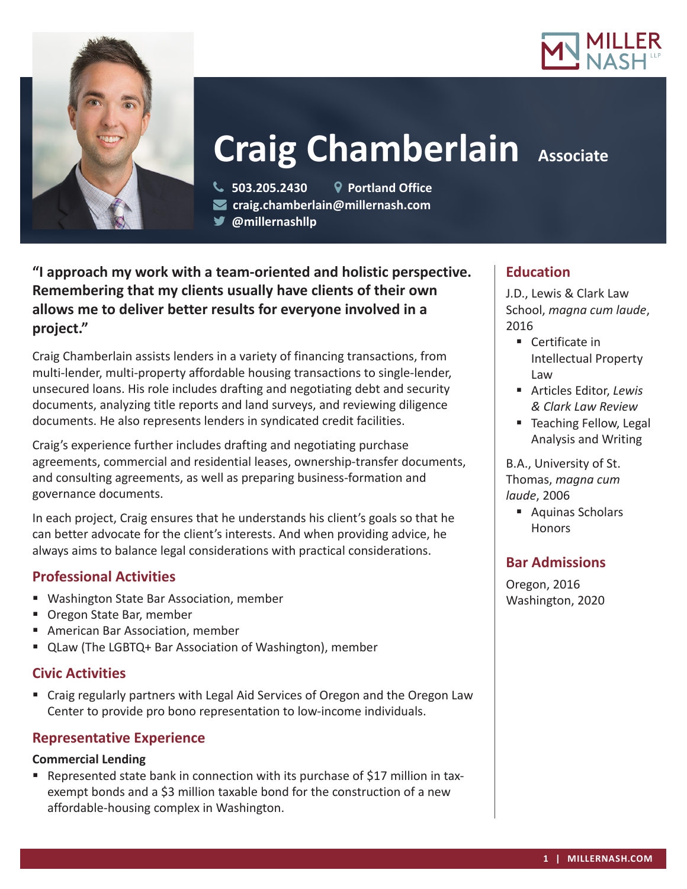# Craig Chamberlain

**Associate**

503.205.2430 | Portland Office
craig.chamberlain@millernash.com
@millernashllp

**"I approach my work with a team-oriented and holistic perspective. Remembering that my clients usually have clients of their own allows me to deliver better results for everyone involved in a project."**

Craig Chamberlain assists lenders in a variety of financing transactions, from multi-lender, multi-property affordable housing transactions to single-lender, unsecured loans. His role includes drafting and negotiating debt and security documents, analyzing title reports and land surveys, and reviewing diligence documents. He also represents lenders in syndicated credit facilities.

Craig's experience further includes drafting and negotiating purchase agreements, commercial and residential leases, ownership-transfer documents, and consulting agreements, as well as preparing business-formation and governance documents.

In each project, Craig ensures that he understands his client's goals so that he can better advocate for the client's interests. And when providing advice, he always aims to balance legal considerations with practical considerations.

## Professional Activities

- Washington State Bar Association, member
- Oregon State Bar, member
- American Bar Association, member
- QLaw (The LGBTQ+ Bar Association of Washington), member

## Civic Activities

- Craig regularly partners with Legal Aid Services of Oregon and the Oregon Law Center to provide pro bono representation to low-income individuals.

## Representative Experience

### Commercial Lending

- Represented state bank in connection with its purchase of $17 million in tax-exempt bonds and a $3 million taxable bond for the construction of a new affordable-housing complex in Washington.

## Education

J.D., Lewis & Clark Law School, *magna cum laude*, 2016

- Certificate in Intellectual Property Law
- Articles Editor, *Lewis & Clark Law Review*
- Teaching Fellow, Legal Analysis and Writing

B.A., University of St. Thomas, *magna cum laude*, 2006

- Aquinas Scholars Honors

## Bar Admissions

Oregon, 2016
Washington, 2020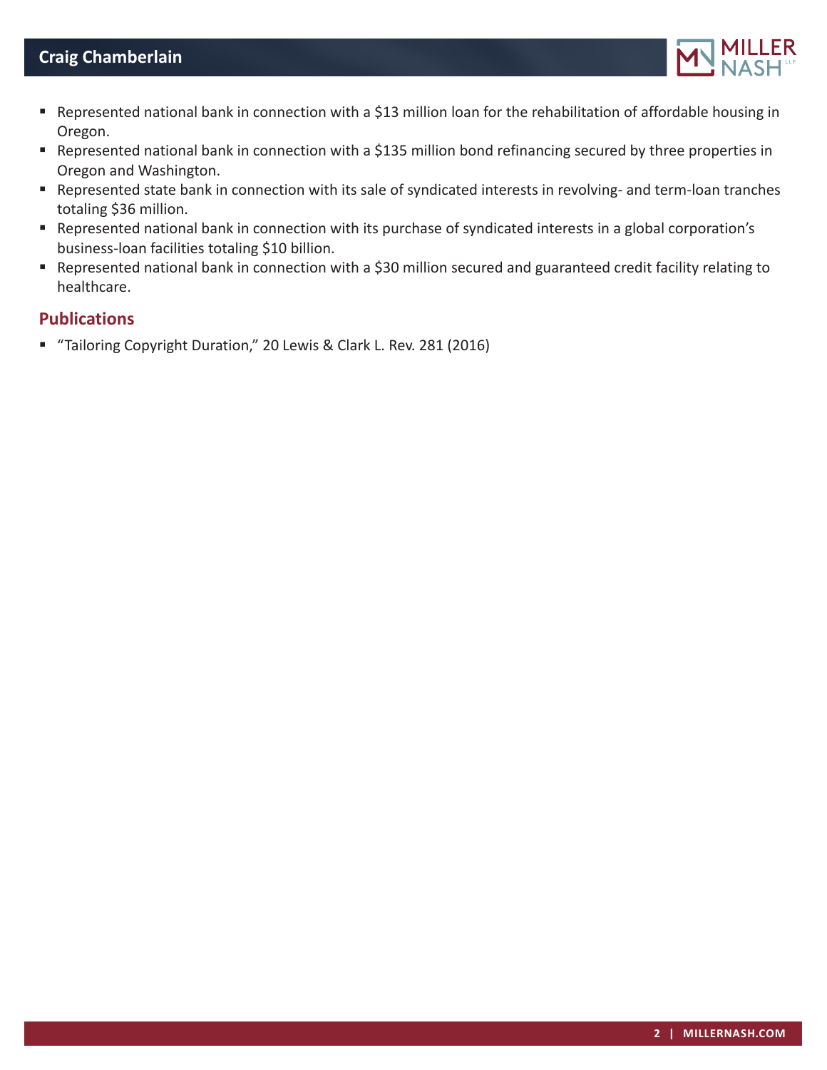- Represented national bank in connection with a $13 million loan for the rehabilitation of affordable housing in Oregon.
- Represented national bank in connection with a $135 million bond refinancing secured by three properties in Oregon and Washington.
- Represented state bank in connection with its sale of syndicated interests in revolving- and term-loan tranches totaling $36 million.
- Represented national bank in connection with its purchase of syndicated interests in a global corporation's business-loan facilities totaling $10 billion.
- Represented national bank in connection with a $30 million secured and guaranteed credit facility relating to healthcare.

## Publications

- "Tailoring Copyright Duration," 20 Lewis & Clark L. Rev. 281 (2016)